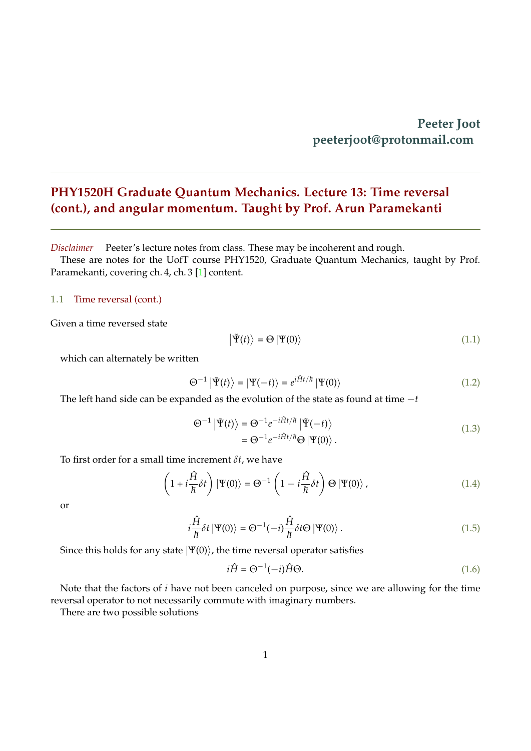**Peeter Joot**
**peeterjoot@protonmail.com**

# PHY1520H Graduate Quantum Mechanics. Lecture 13: Time reversal (cont.), and angular momentum. Taught by Prof. Arun Paramekanti

*Disclaimer* Peeter's lecture notes from class. These may be incoherent and rough.

These are notes for the UofT course PHY1520, Graduate Quantum Mechanics, taught by Prof. Paramekanti, covering ch. 4, ch. 3 [1] content.

## 1.1 Time reversal (cont.)

Given a time reversed state

$$\left|\tilde{\Psi}(t)\right\rangle = \Theta \left|\Psi(0)\right\rangle \tag{1.1}$$

which can alternately be written

$$\Theta^{-1} \left|\tilde{\Psi}(t)\right\rangle = \left|\Psi(-t)\right\rangle = e^{i\hat{H}t/\hbar} \left|\Psi(0)\right\rangle \tag{1.2}$$

The left hand side can be expanded as the evolution of the state as found at time $-t$

$$\begin{aligned}
\Theta^{-1} \left|\tilde{\Psi}(t)\right\rangle &= \Theta^{-1} e^{-i\hat{H}t/\hbar} \left|\tilde{\Psi}(-t)\right\rangle \\
&= \Theta^{-1} e^{-i\hat{H}t/\hbar} \Theta \left|\Psi(0)\right\rangle .
\end{aligned} \tag{1.3}$$

To first order for a small time increment $\delta t$, we have

$$\left( 1 + i \frac{\hat{H}}{\hbar} \delta t \right) \left|\Psi(0)\right\rangle = \Theta^{-1} \left( 1 - i \frac{\hat{H}}{\hbar} \delta t \right) \Theta \left|\Psi(0)\right\rangle , \tag{1.4}$$

or

$$i \frac{\hat{H}}{\hbar} \delta t \left|\Psi(0)\right\rangle = \Theta^{-1} (-i) \frac{\hat{H}}{\hbar} \delta t \Theta \left|\Psi(0)\right\rangle . \tag{1.5}$$

Since this holds for any state $\left|\Psi(0)\right\rangle$, the time reversal operator satisfies

$$i\hat{H} = \Theta^{-1} (-i) \hat{H} \Theta. \tag{1.6}$$

Note that the factors of $i$ have not been canceled on purpose, since we are allowing for the time reversal operator to not necessarily commute with imaginary numbers.

There are two possible solutions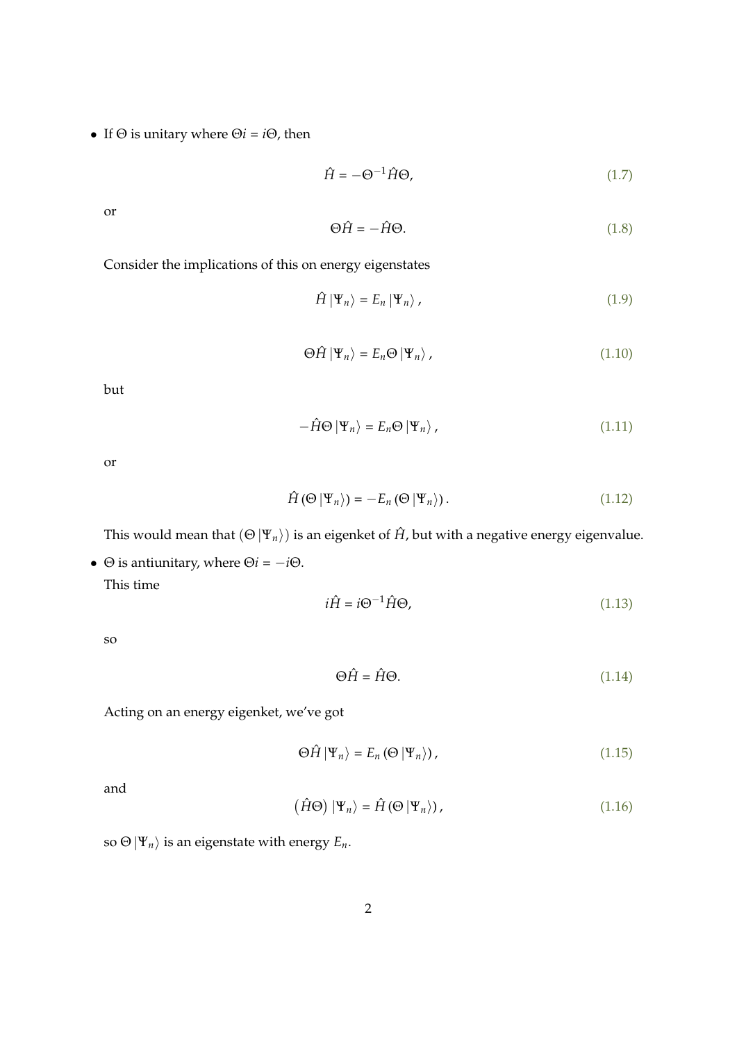- If $\Theta$ is unitary where $\Theta i = i\Theta$, then

$$\hat{H} = -\Theta^{-1}\hat{H}\Theta, \tag{1.7}$$

or

$$\Theta\hat{H} = -\hat{H}\Theta. \tag{1.8}$$

Consider the implications of this on energy eigenstates

$$\hat{H}\left|\Psi_n\right\rangle = E_n\left|\Psi_n\right\rangle, \tag{1.9}$$

$$\Theta\hat{H}\left|\Psi_n\right\rangle = E_n\Theta\left|\Psi_n\right\rangle, \tag{1.10}$$

but

$$-\hat{H}\Theta\left|\Psi_n\right\rangle = E_n\Theta\left|\Psi_n\right\rangle, \tag{1.11}$$

or

$$\hat{H}\left(\Theta\left|\Psi_n\right\rangle\right) = -E_n\left(\Theta\left|\Psi_n\right\rangle\right). \tag{1.12}$$

This would mean that $\left(\Theta\left|\Psi_n\right\rangle\right)$ is an eigenket of $\hat{H}$, but with a negative energy eigenvalue.

- $\Theta$ is antiunitary, where $\Theta i = -i\Theta$.

This time

$$i\hat{H} = i\Theta^{-1}\hat{H}\Theta, \tag{1.13}$$

so

$$\Theta\hat{H} = \hat{H}\Theta. \tag{1.14}$$

Acting on an energy eigenket, we've got

$$\Theta\hat{H}\left|\Psi_n\right\rangle = E_n\left(\Theta\left|\Psi_n\right\rangle\right), \tag{1.15}$$

and

$$\left(\hat{H}\Theta\right)\left|\Psi_n\right\rangle = \hat{H}\left(\Theta\left|\Psi_n\right\rangle\right), \tag{1.16}$$

so $\Theta\left|\Psi_n\right\rangle$ is an eigenstate with energy $E_n$.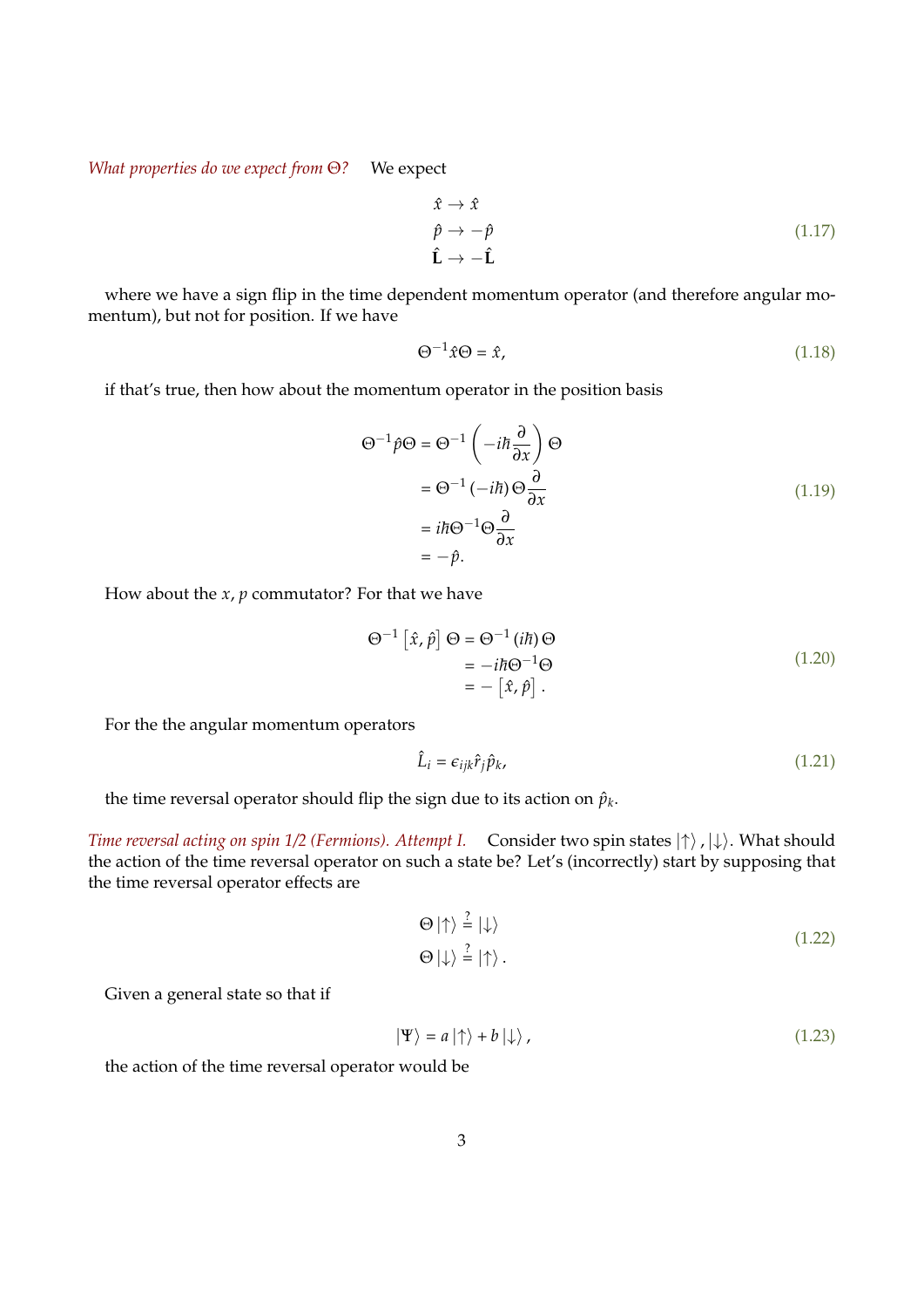*What properties do we expect from Θ?* We expect

$$
\begin{aligned}
\hat{x} &\rightarrow \hat{x} \\
\hat{p} &\rightarrow -\hat{p} \\
\hat{\mathbf{L}} &\rightarrow -\hat{\mathbf{L}}
\end{aligned}
\tag{1.17}
$$

where we have a sign flip in the time dependent momentum operator (and therefore angular momentum), but not for position. If we have

$$
\Theta^{-1} \hat{x} \Theta = \hat{x}, \tag{1.18}
$$

if that's true, then how about the momentum operator in the position basis

$$
\begin{aligned}
\Theta^{-1} \hat{p} \Theta &= \Theta^{-1} \left( -i\hbar \frac{\partial}{\partial x} \right) \Theta \\
&= \Theta^{-1} \left( -i\hbar \right) \Theta \frac{\partial}{\partial x} \\
&= i\hbar \Theta^{-1} \Theta \frac{\partial}{\partial x} \\
&= -\hat{p}.
\end{aligned}
\tag{1.19}
$$

How about the $x, p$ commutator? For that we have

$$
\begin{aligned}
\Theta^{-1} \left[ \hat{x}, \hat{p} \right] \Theta &= \Theta^{-1} \left( i\hbar \right) \Theta \\
&= -i\hbar \Theta^{-1} \Theta \\
&= -\left[ \hat{x}, \hat{p} \right].
\end{aligned}
\tag{1.20}
$$

For the the angular momentum operators

$$
\hat{L}_i = \epsilon_{ijk} \hat{r}_j \hat{p}_k, \tag{1.21}
$$

the time reversal operator should flip the sign due to its action on $\hat{p}_k$.

*Time reversal acting on spin 1/2 (Fermions). Attempt I.* Consider two spin states $\left|\uparrow\right\rangle, \left|\downarrow\right\rangle$. What should the action of the time reversal operator on such a state be? Let's (incorrectly) start by supposing that the time reversal operator effects are

$$
\begin{aligned}
\Theta \left|\uparrow\right\rangle &\stackrel{?}{=} \left|\downarrow\right\rangle \\
\Theta \left|\downarrow\right\rangle &\stackrel{?}{=} \left|\uparrow\right\rangle.
\end{aligned}
\tag{1.22}
$$

Given a general state so that if

$$
\left|\Psi\right\rangle = a \left|\uparrow\right\rangle + b \left|\downarrow\right\rangle, \tag{1.23}
$$

the action of the time reversal operator would be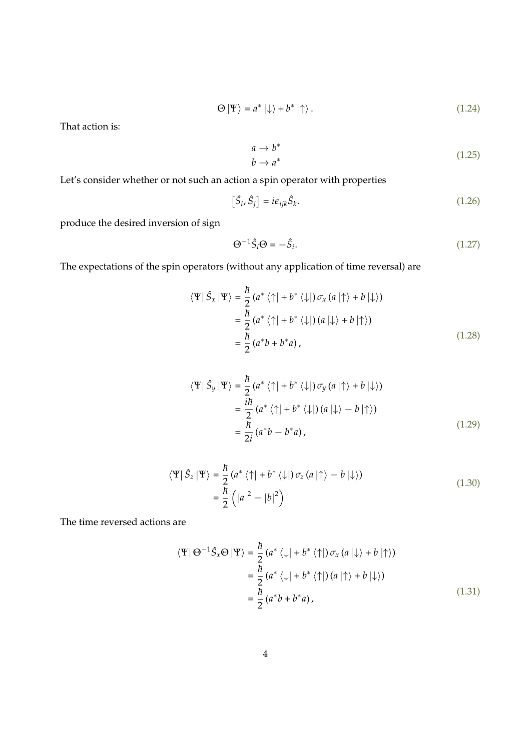$$\Theta |\Psi\rangle = a^* |\downarrow\rangle + b^* |\uparrow\rangle . \tag{1.24}$$

That action is:

$$\begin{aligned} a &\rightarrow b^* \\ b &\rightarrow a^* \end{aligned} \tag{1.25}$$

Let's consider whether or not such an action a spin operator with properties

$$\left[\hat{S}_i, \hat{S}_j\right] = i\epsilon_{ijk}\hat{S}_k. \tag{1.26}$$

produce the desired inversion of sign

$$\Theta^{-1}\hat{S}_i\Theta = -\hat{S}_i. \tag{1.27}$$

The expectations of the spin operators (without any application of time reversal) are

$$\begin{aligned} \langle\Psi| \hat{S}_x |\Psi\rangle &= \frac{\hbar}{2} \left(a^* \langle\uparrow| + b^* \langle\downarrow|\right) \sigma_x \left(a |\uparrow\rangle + b |\downarrow\rangle\right) \\ &= \frac{\hbar}{2} \left(a^* \langle\uparrow| + b^* \langle\downarrow|\right) \left(a |\downarrow\rangle + b |\uparrow\rangle\right) \\ &= \frac{\hbar}{2} \left(a^* b + b^* a\right), \end{aligned} \tag{1.28}$$

$$\begin{aligned} \langle\Psi| \hat{S}_y |\Psi\rangle &= \frac{\hbar}{2} \left(a^* \langle\uparrow| + b^* \langle\downarrow|\right) \sigma_y \left(a |\uparrow\rangle + b |\downarrow\rangle\right) \\ &= \frac{i\hbar}{2} \left(a^* \langle\uparrow| + b^* \langle\downarrow|\right) \left(a |\downarrow\rangle - b |\uparrow\rangle\right) \\ &= \frac{\hbar}{2i} \left(a^* b - b^* a\right), \end{aligned} \tag{1.29}$$

$$\begin{aligned} \langle\Psi| \hat{S}_z |\Psi\rangle &= \frac{\hbar}{2} \left(a^* \langle\uparrow| + b^* \langle\downarrow|\right) \sigma_z \left(a |\uparrow\rangle - b |\downarrow\rangle\right) \\ &= \frac{\hbar}{2} \left(|a|^2 - |b|^2\right) \end{aligned} \tag{1.30}$$

The time reversed actions are

$$\begin{aligned} \langle\Psi| \Theta^{-1}\hat{S}_x\Theta |\Psi\rangle &= \frac{\hbar}{2} \left(a^* \langle\downarrow| + b^* \langle\uparrow|\right) \sigma_x \left(a |\downarrow\rangle + b |\uparrow\rangle\right) \\ &= \frac{\hbar}{2} \left(a^* \langle\downarrow| + b^* \langle\uparrow|\right) \left(a |\uparrow\rangle + b |\downarrow\rangle\right) \\ &= \frac{\hbar}{2} \left(a^* b + b^* a\right), \end{aligned} \tag{1.31}$$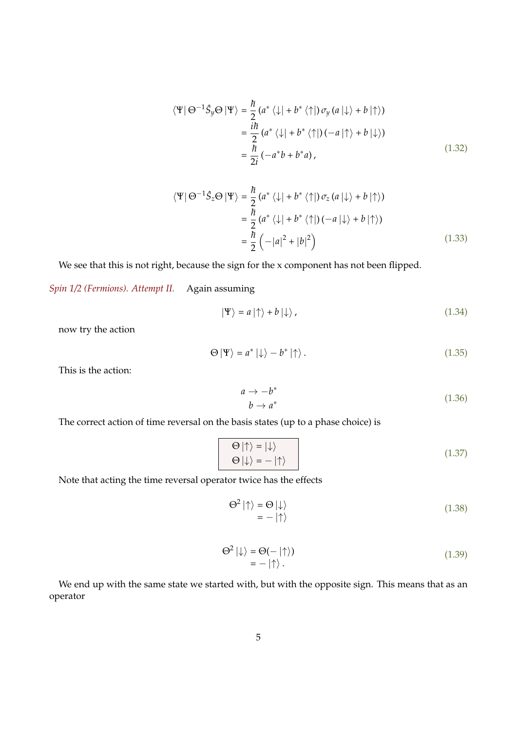$$
\begin{aligned}
\langle\Psi|\,\Theta^{-1}\hat{S}_y\Theta\,|\Psi\rangle &= \frac{\hbar}{2}\left(a^*\langle\downarrow| + b^*\langle\uparrow|\right)\sigma_y\left(a\,|\downarrow\rangle + b\,|\uparrow\rangle\right) \\
&= \frac{i\hbar}{2}\left(a^*\langle\downarrow| + b^*\langle\uparrow|\right)\left(-a\,|\uparrow\rangle + b\,|\downarrow\rangle\right) \\
&= \frac{\hbar}{2i}\left(-a^*b + b^*a\right),
\end{aligned}
\tag{1.32}
$$

$$
\begin{aligned}
\langle\Psi|\,\Theta^{-1}\hat{S}_z\Theta\,|\Psi\rangle &= \frac{\hbar}{2}\left(a^*\langle\downarrow| + b^*\langle\uparrow|\right)\sigma_z\left(a\,|\downarrow\rangle + b\,|\uparrow\rangle\right) \\
&= \frac{\hbar}{2}\left(a^*\langle\downarrow| + b^*\langle\uparrow|\right)\left(-a\,|\downarrow\rangle + b\,|\uparrow\rangle\right) \\
&= \frac{\hbar}{2}\left(-|a|^2 + |b|^2\right)
\end{aligned}
\tag{1.33}
$$

We see that this is not right, because the sign for the x component has not been flipped.

*Spin 1/2 (Fermions). Attempt II.* Again assuming

$$
|\Psi\rangle = a\,|\uparrow\rangle + b\,|\downarrow\rangle\,,
\tag{1.34}
$$

now try the action

$$
\Theta\,|\Psi\rangle = a^*\,|\downarrow\rangle - b^*\,|\uparrow\rangle\,.
\tag{1.35}
$$

This is the action:

$$
\begin{aligned}
a &\rightarrow -b^* \\
b &\rightarrow a^*
\end{aligned}
\tag{1.36}
$$

The correct action of time reversal on the basis states (up to a phase choice) is

$$
\boxed{
\begin{aligned}
\Theta\,|\uparrow\rangle &= |\downarrow\rangle \\
\Theta\,|\downarrow\rangle &= -\,|\uparrow\rangle
\end{aligned}
}
\tag{1.37}
$$

Note that acting the time reversal operator twice has the effects

$$
\begin{aligned}
\Theta^2\,|\uparrow\rangle &= \Theta\,|\downarrow\rangle \\
&= -\,|\uparrow\rangle
\end{aligned}
\tag{1.38}
$$

$$
\begin{aligned}
\Theta^2\,|\downarrow\rangle &= \Theta(-\,|\uparrow\rangle) \\
&= -\,|\uparrow\rangle\,.
\end{aligned}
\tag{1.39}
$$

We end up with the same state we started with, but with the opposite sign. This means that as an operator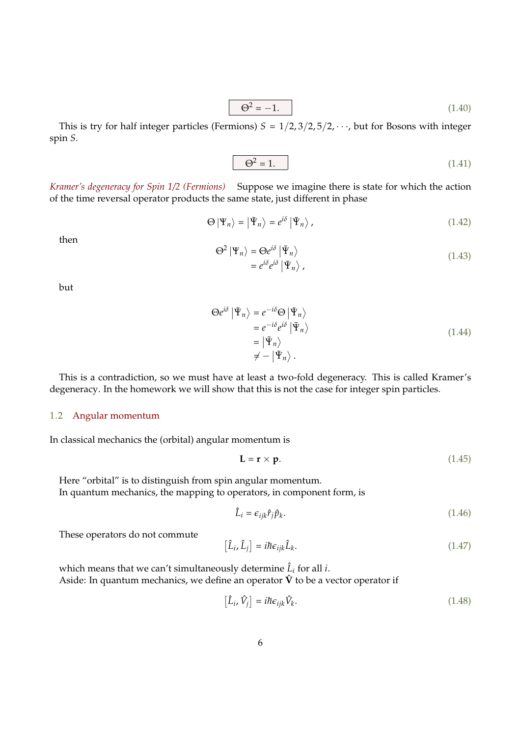$$\boxed{\Theta^2 = -1.} \tag{1.40}$$

This is try for half integer particles (Fermions) $S = 1/2, 3/2, 5/2, \cdots$, but for Bosons with integer spin $S$.

$$\boxed{\Theta^2 = 1.} \tag{1.41}$$

*Kramer's degeneracy for Spin 1/2 (Fermions)* Suppose we imagine there is state for which the action of the time reversal operator products the same state, just different in phase

$$\Theta \left|\Psi_n\right\rangle = \left|\tilde{\Psi}_n\right\rangle = e^{i\delta} \left|\tilde{\Psi}_n\right\rangle, \tag{1.42}$$

then

$$\begin{aligned}
\Theta^2 \left|\Psi_n\right\rangle &= \Theta e^{i\delta} \left|\tilde{\Psi}_n\right\rangle \\
&= e^{i\delta} e^{i\delta} \left|\tilde{\Psi}_n\right\rangle,
\end{aligned} \tag{1.43}$$

but

$$\begin{aligned}
\Theta e^{i\delta} \left|\tilde{\Psi}_n\right\rangle &= e^{-i\delta} \Theta \left|\tilde{\Psi}_n\right\rangle \\
&= e^{-i\delta} e^{i\delta} \left|\tilde{\Psi}_n\right\rangle \\
&= \left|\tilde{\Psi}_n\right\rangle \\
&\neq - \left|\tilde{\Psi}_n\right\rangle.
\end{aligned} \tag{1.44}$$

This is a contradiction, so we must have at least a two-fold degeneracy. This is called Kramer's degeneracy. In the homework we will show that this is not the case for integer spin particles.

## 1.2 Angular momentum

In classical mechanics the (orbital) angular momentum is

$$\mathbf{L} = \mathbf{r} \times \mathbf{p}. \tag{1.45}$$

Here "orbital" is to distinguish from spin angular momentum.

In quantum mechanics, the mapping to operators, in component form, is

$$\hat{L}_i = \epsilon_{ijk} \hat{r}_j \hat{p}_k. \tag{1.46}$$

These operators do not commute

$$\left[\hat{L}_i, \hat{L}_j\right] = i\hbar \epsilon_{ijk} \hat{L}_k. \tag{1.47}$$

which means that we can't simultaneously determine $\hat{L}_i$ for all $i$.

Aside: In quantum mechanics, we define an operator $\hat{\mathbf{V}}$ to be a vector operator if

$$\left[\hat{L}_i, \hat{V}_j\right] = i\hbar \epsilon_{ijk} \hat{V}_k. \tag{1.48}$$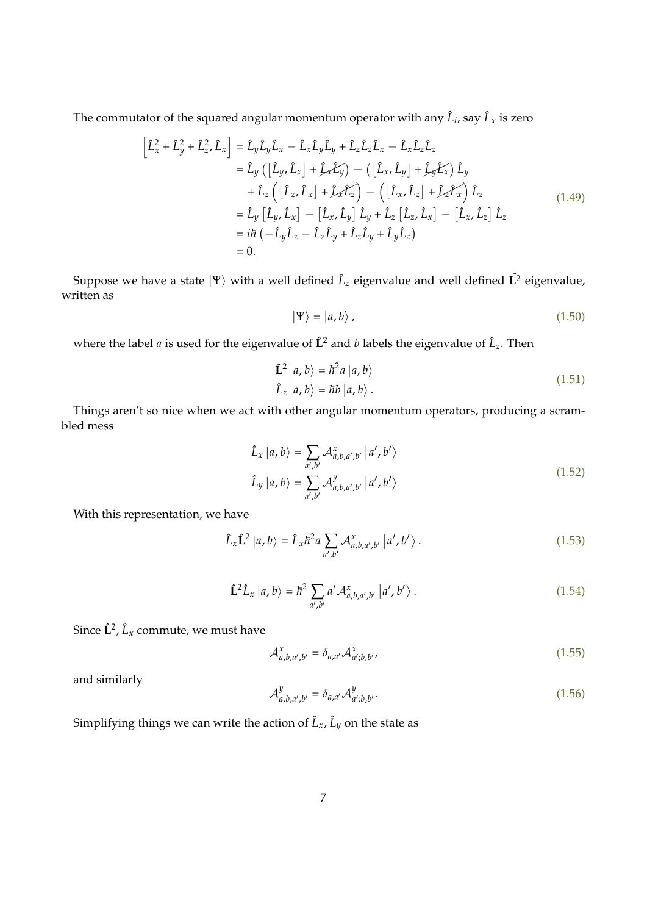The commutator of the squared angular momentum operator with any $\hat{L}_i$, say $\hat{L}_x$ is zero

$$
\begin{aligned}
\left[\hat{L}_x^2 + \hat{L}_y^2 + \hat{L}_z^2, \hat{L}_x\right] &= \hat{L}_y \hat{L}_y \hat{L}_x - \hat{L}_x \hat{L}_y \hat{L}_y + \hat{L}_z \hat{L}_z \hat{L}_x - \hat{L}_x \hat{L}_z \hat{L}_z \\
&= \hat{L}_y \left( \left[\hat{L}_y, \hat{L}_x\right] + \cancel{\hat{L}_x \hat{L}_y} \right) - \left( \left[\hat{L}_x, \hat{L}_y\right] + \cancel{\hat{L}_y \hat{L}_x} \right) \hat{L}_y \\
&\quad + \hat{L}_z \left( \left[\hat{L}_z, \hat{L}_x\right] + \cancel{\hat{L}_x \hat{L}_z} \right) - \left( \left[\hat{L}_x, \hat{L}_z\right] + \cancel{\hat{L}_z \hat{L}_x} \right) \hat{L}_z \\
&= \hat{L}_y \left[\hat{L}_y, \hat{L}_x\right] - \left[\hat{L}_x, \hat{L}_y\right] \hat{L}_y + \hat{L}_z \left[\hat{L}_z, \hat{L}_x\right] - \left[\hat{L}_x, \hat{L}_z\right] \hat{L}_z \\
&= i\hbar \left( -\hat{L}_y \hat{L}_z - \hat{L}_z \hat{L}_y + \hat{L}_z \hat{L}_y + \hat{L}_y \hat{L}_z \right) \\
&= 0.
\end{aligned}
\tag{1.49}
$$

Suppose we have a state $|\Psi\rangle$ with a well defined $\hat{L}_z$ eigenvalue and well defined $\hat{\mathbf{L}}^2$ eigenvalue, written as

$$
|\Psi\rangle = |a, b\rangle, \tag{1.50}
$$

where the label $a$ is used for the eigenvalue of $\hat{\mathbf{L}}^2$ and $b$ labels the eigenvalue of $\hat{L}_z$. Then

$$
\begin{aligned}
\hat{\mathbf{L}}^2 |a, b\rangle &= \hbar^2 a |a, b\rangle \\
\hat{L}_z |a, b\rangle &= \hbar b |a, b\rangle .
\end{aligned}
\tag{1.51}
$$

Things aren't so nice when we act with other angular momentum operators, producing a scrambled mess

$$
\begin{aligned}
\hat{L}_x |a, b\rangle &= \sum_{a', b'} \mathcal{A}^x_{a,b,a',b'} \left|a', b'\right\rangle \\
\hat{L}_y |a, b\rangle &= \sum_{a', b'} \mathcal{A}^y_{a,b,a',b'} \left|a', b'\right\rangle
\end{aligned}
\tag{1.52}
$$

With this representation, we have

$$
\hat{L}_x \hat{\mathbf{L}}^2 |a, b\rangle = \hat{L}_x \hbar^2 a \sum_{a', b'} \mathcal{A}^x_{a,b,a',b'} \left|a', b'\right\rangle . \tag{1.53}
$$

$$
\hat{\mathbf{L}}^2 \hat{L}_x |a, b\rangle = \hbar^2 \sum_{a', b'} a' \mathcal{A}^x_{a,b,a',b'} \left|a', b'\right\rangle . \tag{1.54}
$$

Since $\hat{\mathbf{L}}^2, \hat{L}_x$ commute, we must have

$$
\mathcal{A}^x_{a,b,a',b'} = \delta_{a,a'} \mathcal{A}^x_{a';b,b'}, \tag{1.55}
$$

and similarly

$$
\mathcal{A}^y_{a,b,a',b'} = \delta_{a,a'} \mathcal{A}^y_{a';b,b'}. \tag{1.56}
$$

Simplifying things we can write the action of $\hat{L}_x, \hat{L}_y$ on the state as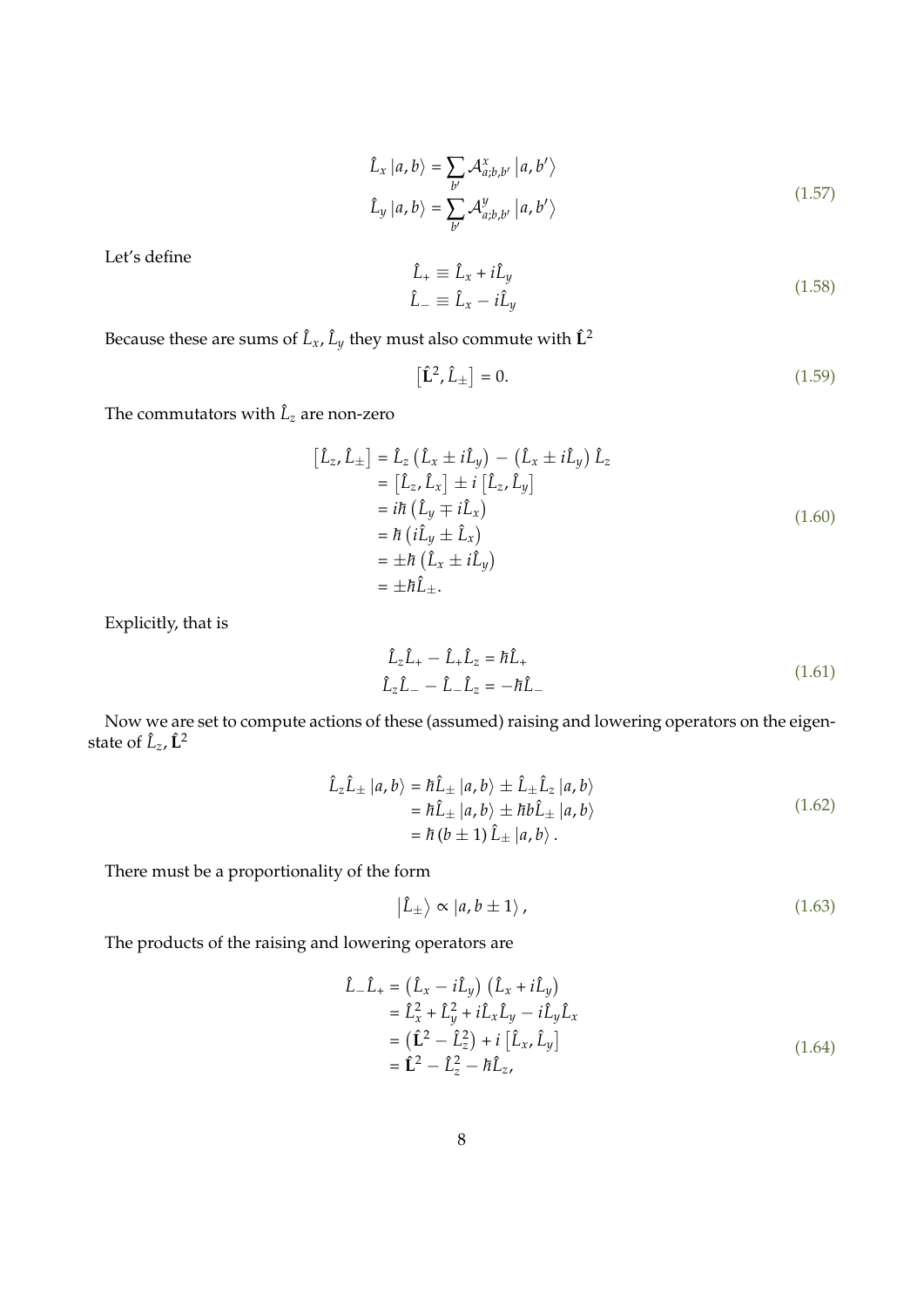$$
\begin{aligned}
\hat{L}_x |a, b\rangle &= \sum_{b'} \mathcal{A}^x_{a;b,b'} |a, b'\rangle \\
\hat{L}_y |a, b\rangle &= \sum_{b'} \mathcal{A}^y_{a;b,b'} |a, b'\rangle
\end{aligned}
\tag{1.57}
$$

Let's define

$$
\begin{aligned}
\hat{L}_+ &\equiv \hat{L}_x + i\hat{L}_y \\
\hat{L}_- &\equiv \hat{L}_x - i\hat{L}_y
\end{aligned}
\tag{1.58}
$$

Because these are sums of $\hat{L}_x, \hat{L}_y$ they must also commute with $\hat{\mathbf{L}}^2$

$$
\left[\hat{\mathbf{L}}^2, \hat{L}_\pm\right] = 0. \tag{1.59}
$$

The commutators with $\hat{L}_z$ are non-zero

$$
\begin{aligned}
\left[\hat{L}_z, \hat{L}_\pm\right] &= \hat{L}_z \left(\hat{L}_x \pm i\hat{L}_y\right) - \left(\hat{L}_x \pm i\hat{L}_y\right)\hat{L}_z \\
&= \left[\hat{L}_z, \hat{L}_x\right] \pm i \left[\hat{L}_z, \hat{L}_y\right] \\
&= i\hbar\left(\hat{L}_y \mp i\hat{L}_x\right) \\
&= \hbar\left(i\hat{L}_y \pm \hat{L}_x\right) \\
&= \pm\hbar\left(\hat{L}_x \pm i\hat{L}_y\right) \\
&= \pm\hbar\hat{L}_\pm.
\end{aligned}
\tag{1.60}
$$

Explicitly, that is

$$
\begin{aligned}
\hat{L}_z\hat{L}_+ - \hat{L}_+\hat{L}_z &= \hbar\hat{L}_+ \\
\hat{L}_z\hat{L}_- - \hat{L}_-\hat{L}_z &= -\hbar\hat{L}_-
\end{aligned}
\tag{1.61}
$$

Now we are set to compute actions of these (assumed) raising and lowering operators on the eigenstate of $\hat{L}_z, \hat{\mathbf{L}}^2$

$$
\begin{aligned}
\hat{L}_z\hat{L}_\pm |a, b\rangle &= \hbar\hat{L}_\pm |a, b\rangle \pm \hat{L}_\pm\hat{L}_z |a, b\rangle \\
&= \hbar\hat{L}_\pm |a, b\rangle \pm \hbar b\hat{L}_\pm |a, b\rangle \\
&= \hbar(b \pm 1)\hat{L}_\pm |a, b\rangle.
\end{aligned}
\tag{1.62}
$$

There must be a proportionality of the form

$$
\left|\hat{L}_\pm\right\rangle \propto |a, b \pm 1\rangle, \tag{1.63}
$$

The products of the raising and lowering operators are

$$
\begin{aligned}
\hat{L}_-\hat{L}_+ &= \left(\hat{L}_x - i\hat{L}_y\right)\left(\hat{L}_x + i\hat{L}_y\right) \\
&= \hat{L}_x^2 + \hat{L}_y^2 + i\hat{L}_x\hat{L}_y - i\hat{L}_y\hat{L}_x \\
&= \left(\hat{\mathbf{L}}^2 - \hat{L}_z^2\right) + i\left[\hat{L}_x, \hat{L}_y\right] \\
&= \hat{\mathbf{L}}^2 - \hat{L}_z^2 - \hbar\hat{L}_z,
\end{aligned}
\tag{1.64}
$$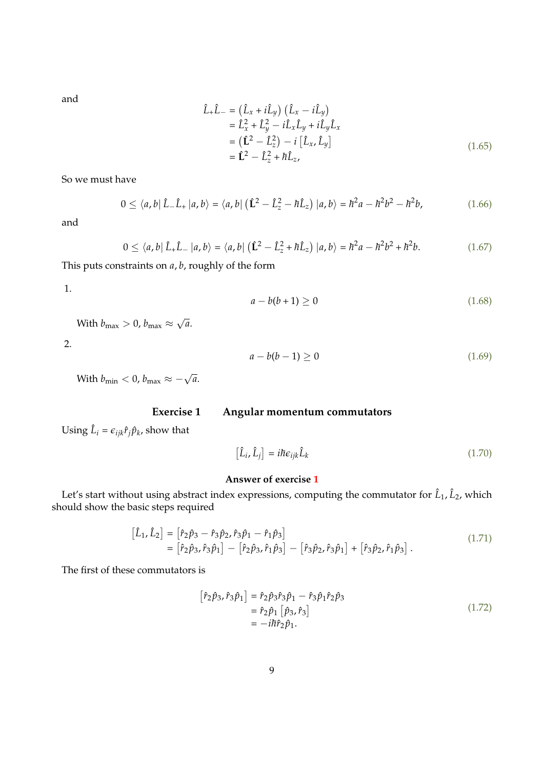and

$$
\begin{aligned}
\hat{L}_+\hat{L}_- &= \left(\hat{L}_x + i\hat{L}_y\right)\left(\hat{L}_x - i\hat{L}_y\right) \\
&= \hat{L}_x^2 + \hat{L}_y^2 - i\hat{L}_x\hat{L}_y + i\hat{L}_y\hat{L}_x \\
&= \left(\hat{\mathbf{L}}^2 - \hat{L}_z^2\right) - i\left[\hat{L}_x, \hat{L}_y\right] \\
&= \hat{\mathbf{L}}^2 - \hat{L}_z^2 + \hbar\hat{L}_z,
\end{aligned}
\tag{1.65}
$$

So we must have

$$
0 \le \langle a, b|\, \hat{L}_-\hat{L}_+ \,|a, b\rangle = \langle a, b|\left(\hat{\mathbf{L}}^2 - \hat{L}_z^2 - \hbar\hat{L}_z\right)|a, b\rangle = \hbar^2 a - \hbar^2 b^2 - \hbar^2 b,
\tag{1.66}
$$

and

$$
0 \le \langle a, b|\, \hat{L}_+\hat{L}_- \,|a, b\rangle = \langle a, b|\left(\hat{\mathbf{L}}^2 - \hat{L}_z^2 + \hbar\hat{L}_z\right)|a, b\rangle = \hbar^2 a - \hbar^2 b^2 + \hbar^2 b.
\tag{1.67}
$$

This puts constraints on $a, b$, roughly of the form

1. $$a - b(b+1) \ge 0 \tag{1.68}$$

   With $b_{\text{max}} > 0$, $b_{\text{max}} \approx \sqrt{a}$.

2. $$a - b(b-1) \ge 0 \tag{1.69}$$

   With $b_{\text{min}} < 0$, $b_{\text{max}} \approx -\sqrt{a}$.

### Exercise 1 Angular momentum commutators

Using $\hat{L}_i = \epsilon_{ijk}\hat{r}_j\hat{p}_k$, show that

$$
\left[\hat{L}_i, \hat{L}_j\right] = i\hbar\epsilon_{ijk}\hat{L}_k
\tag{1.70}
$$

**Answer of exercise 1**

Let's start without using abstract index expressions, computing the commutator for $\hat{L}_1, \hat{L}_2$, which should show the basic steps required

$$
\begin{aligned}
\left[\hat{L}_1, \hat{L}_2\right] &= \left[\hat{r}_2\hat{p}_3 - \hat{r}_3\hat{p}_2, \hat{r}_3\hat{p}_1 - \hat{r}_1\hat{p}_3\right] \\
&= \left[\hat{r}_2\hat{p}_3, \hat{r}_3\hat{p}_1\right] - \left[\hat{r}_2\hat{p}_3, \hat{r}_1\hat{p}_3\right] - \left[\hat{r}_3\hat{p}_2, \hat{r}_3\hat{p}_1\right] + \left[\hat{r}_3\hat{p}_2, \hat{r}_1\hat{p}_3\right].
\end{aligned}
\tag{1.71}
$$

The first of these commutators is

$$
\begin{aligned}
\left[\hat{r}_2\hat{p}_3, \hat{r}_3\hat{p}_1\right] &= \hat{r}_2\hat{p}_3\hat{r}_3\hat{p}_1 - \hat{r}_3\hat{p}_1\hat{r}_2\hat{p}_3 \\
&= \hat{r}_2\hat{p}_1\left[\hat{p}_3, \hat{r}_3\right] \\
&= -i\hbar\hat{r}_2\hat{p}_1.
\end{aligned}
\tag{1.72}
$$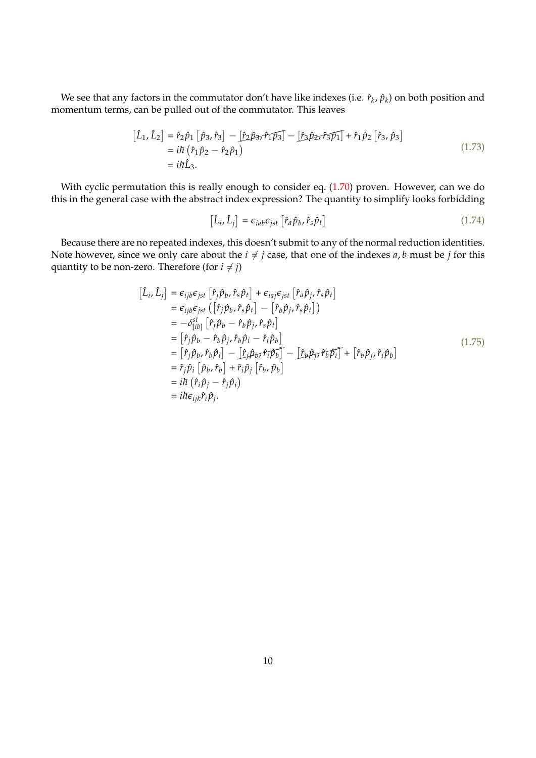We see that any factors in the commutator don't have like indexes (i.e. $\hat{r}_k, \hat{p}_k$) on both position and momentum terms, can be pulled out of the commutator. This leaves

$$
\begin{aligned}
\left[\hat{L}_1, \hat{L}_2\right] &= \hat{r}_2\hat{p}_1\left[\hat{p}_3, \hat{r}_3\right] - \cancel{\left[\hat{r}_2\hat{p}_3, \hat{r}_1\hat{p}_3\right]} - \cancel{\left[\hat{r}_3\hat{p}_2, \hat{r}_3\hat{p}_1\right]} + \hat{r}_1\hat{p}_2\left[\hat{r}_3, \hat{p}_3\right] \\
&= i\hbar\left(\hat{r}_1\hat{p}_2 - \hat{r}_2\hat{p}_1\right) \\
&= i\hbar\hat{L}_3.
\end{aligned}
\tag{1.73}
$$

With cyclic permutation this is really enough to consider eq. (1.70) proven. However, can we do this in the general case with the abstract index expression? The quantity to simplify looks forbidding

$$
\left[\hat{L}_i, \hat{L}_j\right] = \epsilon_{iab}\epsilon_{jst}\left[\hat{r}_a\hat{p}_b, \hat{r}_s\hat{p}_t\right]
\tag{1.74}
$$

Because there are no repeated indexes, this doesn't submit to any of the normal reduction identities. Note however, since we only care about the $i \neq j$ case, that one of the indexes $a, b$ must be $j$ for this quantity to be non-zero. Therefore (for $i \neq j$)

$$
\begin{aligned}
\left[\hat{L}_i, \hat{L}_j\right] &= \epsilon_{ijb}\epsilon_{jst}\left[\hat{r}_j\hat{p}_b, \hat{r}_s\hat{p}_t\right] + \epsilon_{iaj}\epsilon_{jst}\left[\hat{r}_a\hat{p}_j, \hat{r}_s\hat{p}_t\right] \\
&= \epsilon_{ijb}\epsilon_{jst}\left(\left[\hat{r}_j\hat{p}_b, \hat{r}_s\hat{p}_t\right] - \left[\hat{r}_b\hat{p}_j, \hat{r}_s\hat{p}_t\right]\right) \\
&= -\delta^{st}_{[ib]}\left[\hat{r}_j\hat{p}_b - \hat{r}_b\hat{p}_j, \hat{r}_s\hat{p}_t\right] \\
&= \left[\hat{r}_j\hat{p}_b - \hat{r}_b\hat{p}_j, \hat{r}_b\hat{p}_i - \hat{r}_i\hat{p}_b\right] \\
&= \left[\hat{r}_j\hat{p}_b, \hat{r}_b\hat{p}_i\right] - \cancel{\left[\hat{r}_j\hat{p}_b, \hat{r}_i\hat{p}_b\right]} - \cancel{\left[\hat{r}_b\hat{p}_j, \hat{r}_b\hat{p}_i\right]} + \left[\hat{r}_b\hat{p}_j, \hat{r}_i\hat{p}_b\right] \\
&= \hat{r}_j\hat{p}_i\left[\hat{p}_b, \hat{r}_b\right] + \hat{r}_i\hat{p}_j\left[\hat{r}_b, \hat{p}_b\right] \\
&= i\hbar\left(\hat{r}_i\hat{p}_j - \hat{r}_j\hat{p}_i\right) \\
&= i\hbar\epsilon_{ijk}\hat{r}_i\hat{p}_j.
\end{aligned}
\tag{1.75}
$$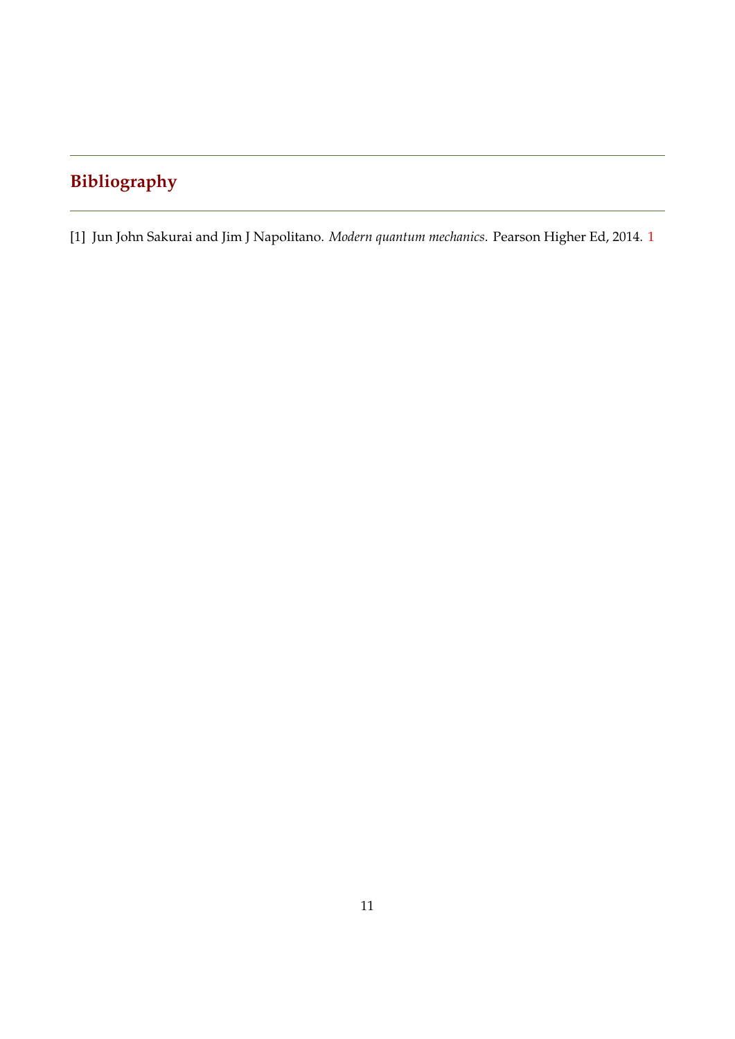# Bibliography

[1] Jun John Sakurai and Jim J Napolitano. *Modern quantum mechanics*. Pearson Higher Ed, 2014. 1